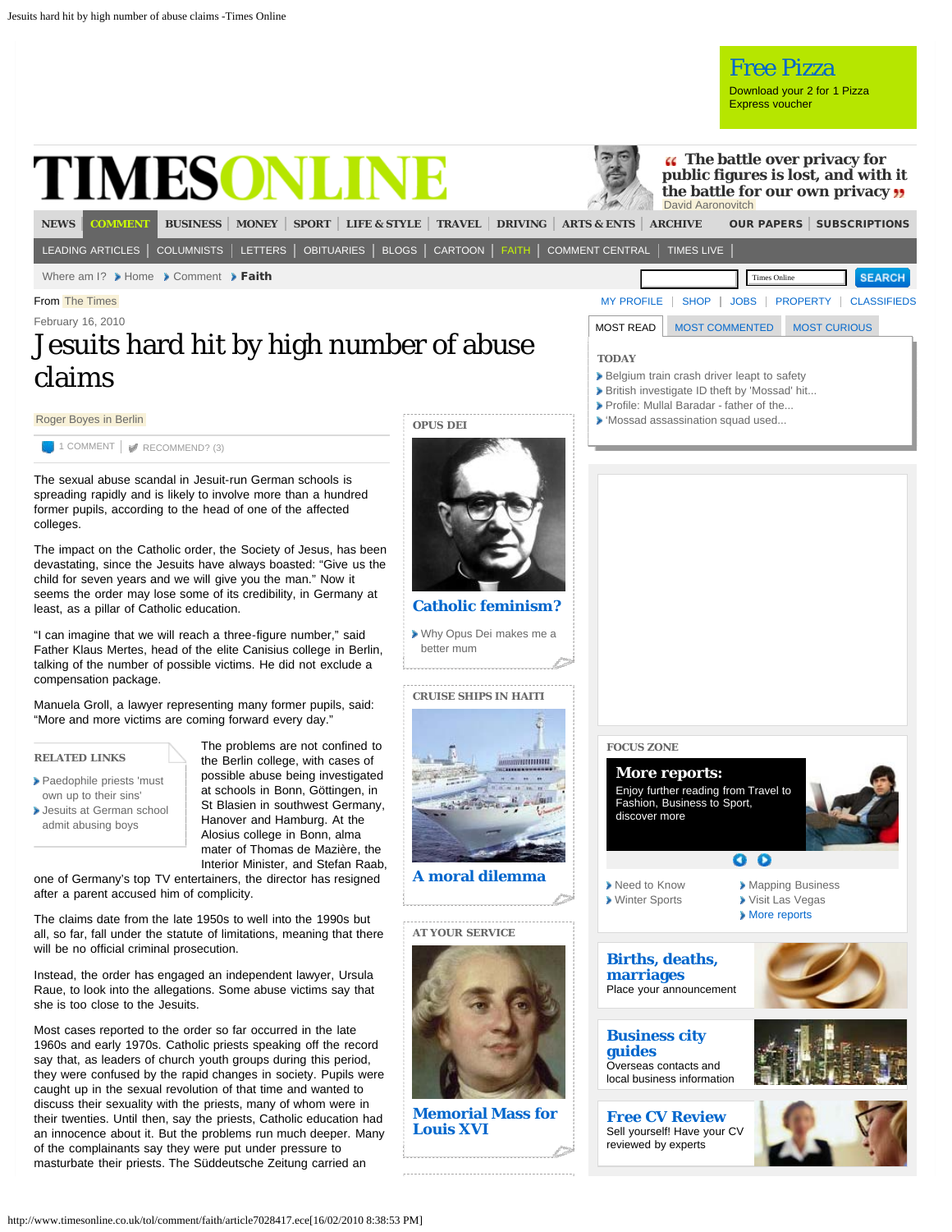From The Times

February 16, 2010

# Jesuits hard hit by high number of abuse claims

Roger Boyes in Berlin

1 COMMENT | RECOMMEND? (3)

The sexual abuse scandal in Jesuit-run German schools is spreading rapidly and is likely to involve more than a hundred former pupils, according to the head of one of the affected colleges.

The impact on the Catholic order, the Society of Jesus, has been devastating, since the Jesuits have always boasted: "Give us the child for seven years and we will give you the man." Now it seems the order may lose some of its credibility, in Germany at least, as a pillar of Catholic education.

"I can imagine that we will reach a three-figure number," said Father Klaus Mertes, head of the elite Canisius college in Berlin, talking of the number of possible victims. He did not exclude a compensation package.

Manuela Groll, a lawyer representing many former pupils, said: "More and more victims are coming forward every day."

The problems are not confined to the Berlin college, with cases of possible abuse being investigated at schools in Bonn, Göttingen, in St Blasien in southwest Germany, Hanover and Hamburg. At the Alosius college in Bonn, alma mater of Thomas de Maizière, the Interior Minister, and Stefan Raab, one of Germany's top TV entertainers, the director has resigned after a parent accused him of complicity.

The claims date from the late 1950s to well into the 1990s but all, so far, fall under the statute of limitations, meaning that there will be no official criminal prosecution.

Instead, the order has engaged an independent lawyer, Ursula Raue, to look into the allegations. Some abuse victims say that she is too close to the Jesuits.

Most cases reported to the order so far occurred in the late 1960s and early 1970s. Catholic priests speaking off the record say that, as leaders of church youth groups during this period, they were confused by the rapid changes in society. Pupils were caught up in the sexual revolution of that time and wanted to discuss their sexuality with the priests, many of whom were in their twenties. Until then, say the priests, Catholic education had an innocence about it. But the problems run much deeper. Many of the complainants say they were put under pressure to masturbate their priests. The Süddeutsche Zeitung carried an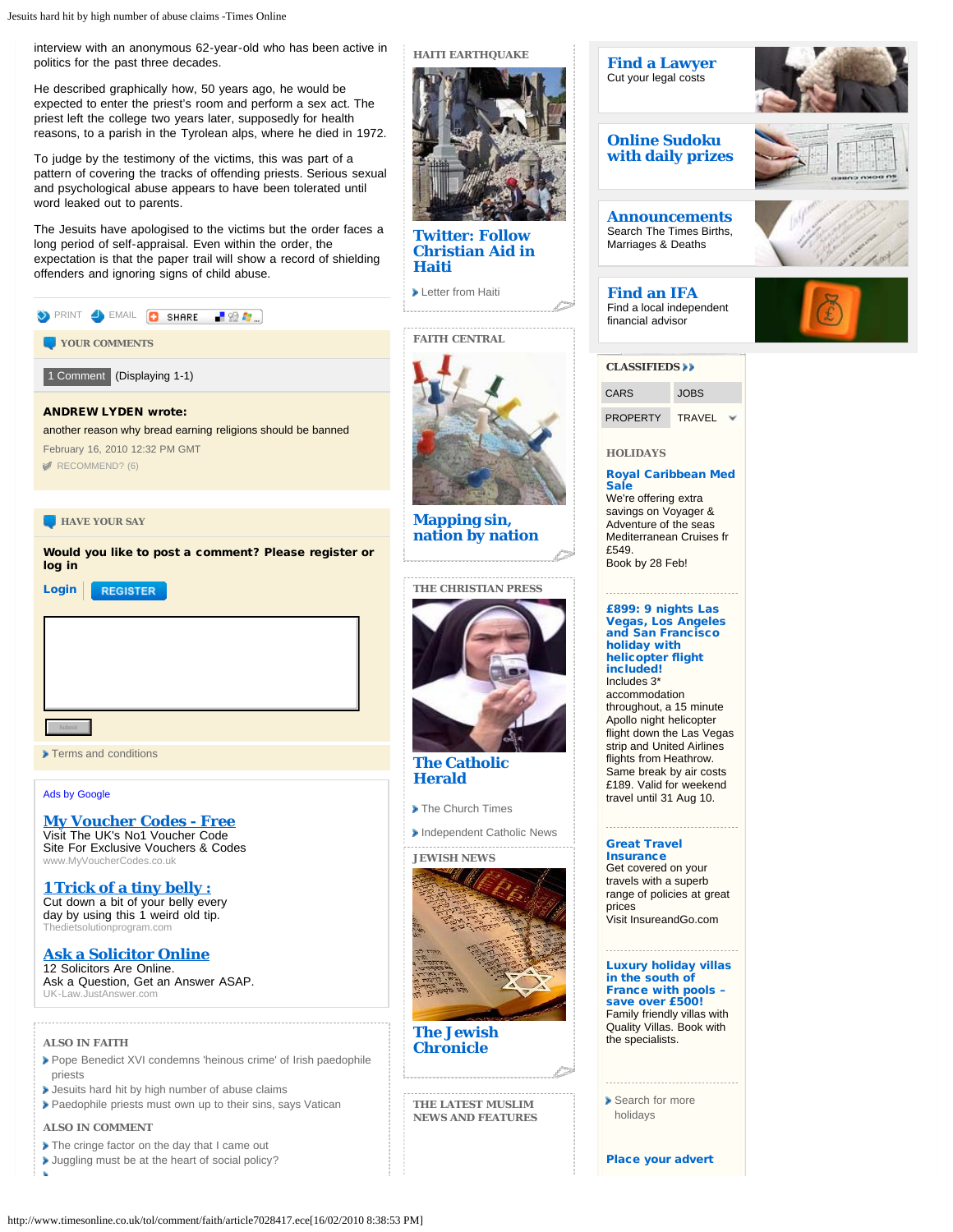interview with an anonymous 62-year-old who has been active in politics for the past three decades.

He described graphically how, 50 years ago, he would be expected to enter the priest's room and perform a sex act. The priest left the college two years later, supposedly for health reasons, to a parish in the Tyrolean alps, where he died in 1972.

To judge by the testimony of the victims, this was part of a pattern of covering the tracks of offending priests. Serious sexual and psychological abuse appears to have been tolerated until word leaked out to parents.

The Jesuits have apologised to the victims but the order faces a long period of self-appraisal. Even within the order, the expectation is that the paper trail will show a record of shielding offenders and ignoring signs of child abuse.

PRINT EMAIL SHARE

## YOUR COMMENTS

1 Comment (Displaying 1-1)

**ANDREW LYDEN wrote:**

another reason why bread earning religions should be banned

February 16, 2010 12:32 PM GMT

RECOMMEND? (6)

## HAVE YOUR SAY

**Would you like to post a comment? Please register or log in**

**Login** REGISTER

Submit

Terms and conditions

Ads by Google

**My Voucher Codes - Free**
Visit The UK's No1 Voucher Code Site For Exclusive Vouchers & Codes
www.MyVoucherCodes.co.uk

**1 Trick of a tiny belly :**
Cut down a bit of your belly every day by using this 1 weird old tip.
Thedietsolutionprogram.com

**Ask a Solicitor Online**
12 Solicitors Are Online. Ask a Question, Get an Answer ASAP.
UK-Law.JustAnswer.com

## ALSO IN FAITH

- Pope Benedict XVI condemns 'heinous crime' of Irish paedophile priests
- Jesuits hard hit by high number of abuse claims
- Paedophile priests must own up to their sins, says Vatican

## ALSO IN COMMENT

- The cringe factor on the day that I came out
- Juggling must be at the heart of social policy?

## HAITI EARTHQUAKE

**Twitter: Follow Christian Aid in Haiti**

- Letter from Haiti

## FAITH CENTRAL

**Mapping sin, nation by nation**

## THE CHRISTIAN PRESS

**The Catholic Herald**

- The Church Times
- Independent Catholic News

## JEWISH NEWS

**The Jewish Chronicle**

## THE LATEST MUSLIM NEWS AND FEATURES

**Find a Lawyer**
Cut your legal costs

**Online Sudoku with daily prizes**

**Announcements**
Search The Times Births, Marriages & Deaths

**Find an IFA**
Find a local independent financial advisor

## CLASSIFIEDS

CARS | JOBS | PROPERTY | TRAVEL

## HOLIDAYS

**Royal Caribbean Med Sale**
We're offering extra savings on Voyager & Adventure of the seas Mediterranean Cruises fr £549.
Book by 28 Feb!

**£899: 9 nights Las Vegas, Los Angeles and San Francisco holiday with helicopter flight included!**
Includes 3* accommodation throughout, a 15 minute Apollo night helicopter flight down the Las Vegas strip and United Airlines flights from Heathrow. Same break by air costs £189. Valid for weekend travel until 31 Aug 10.

**Great Travel Insurance**
Get covered on your travels with a superb range of policies at great prices
Visit InsureandGo.com

**Luxury holiday villas in the south of France with pools - save over £500!**
Family friendly villas with Quality Villas. Book with the specialists.

- Search for more holidays

**Place your advert**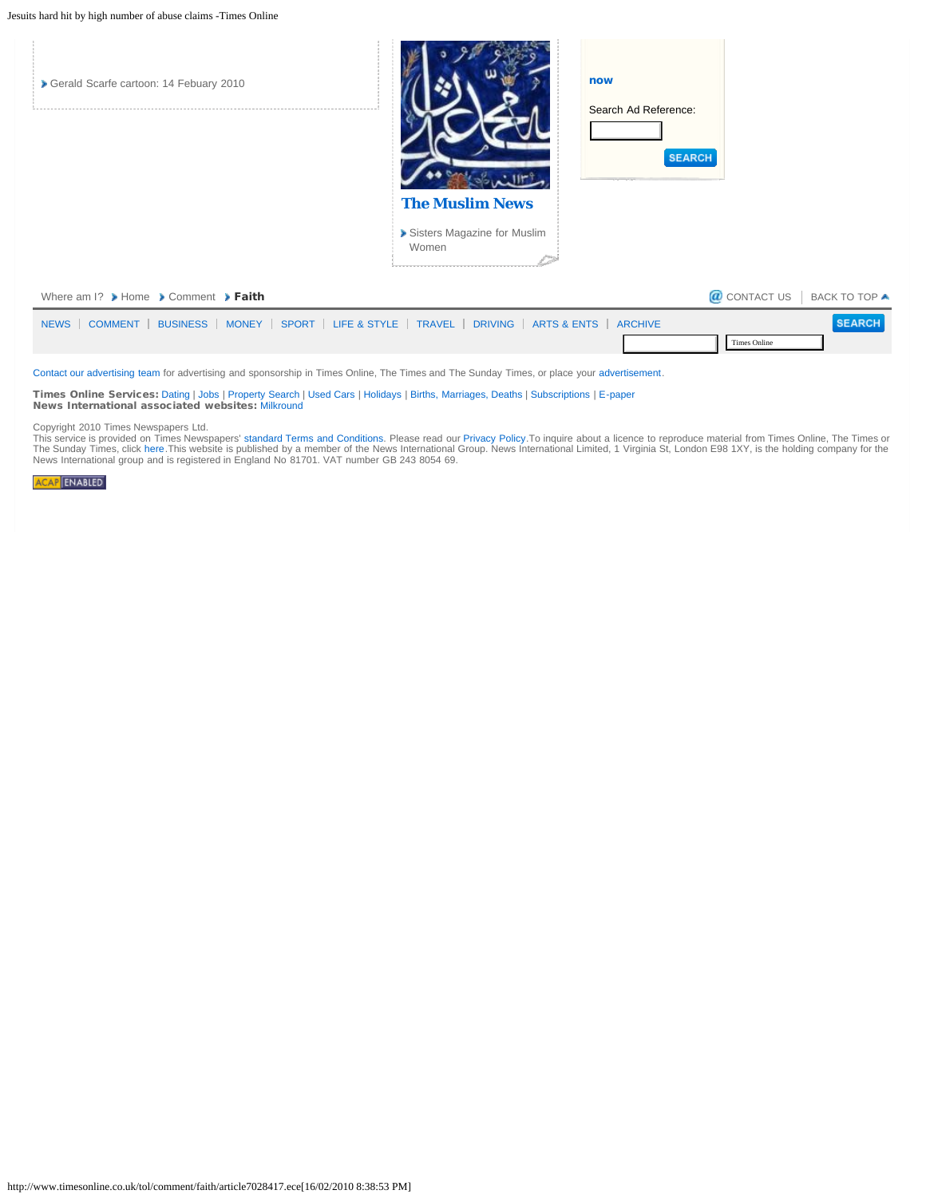Gerald Scarfe cartoon: 14 Febuary 2010

**The Muslim News**

Sisters Magazine for Muslim Women

**now**

Search Ad Reference:

SEARCH

Where am I? Home Comment **Faith**

CONTACT US | BACK TO TOP

NEWS | COMMENT | BUSINESS | MONEY | SPORT | LIFE & STYLE | TRAVEL | DRIVING | ARTS & ENTS | ARCHIVE

Times Online

SEARCH

Contact our advertising team for advertising and sponsorship in Times Online, The Times and The Sunday Times, or place your advertisement.

**Times Online Services:** Dating | Jobs | Property Search | Used Cars | Holidays | Births, Marriages, Deaths | Subscriptions | E-paper
**News International associated websites:** Milkround

Copyright 2010 Times Newspapers Ltd.
This service is provided on Times Newspapers' standard Terms and Conditions. Please read our Privacy Policy.To inquire about a licence to reproduce material from Times Online, The Times or The Sunday Times, click here.This website is published by a member of the News International Group. News International Limited, 1 Virginia St, London E98 1XY, is the holding company for the News International group and is registered in England No 81701. VAT number GB 243 8054 69.

ACAP ENABLED